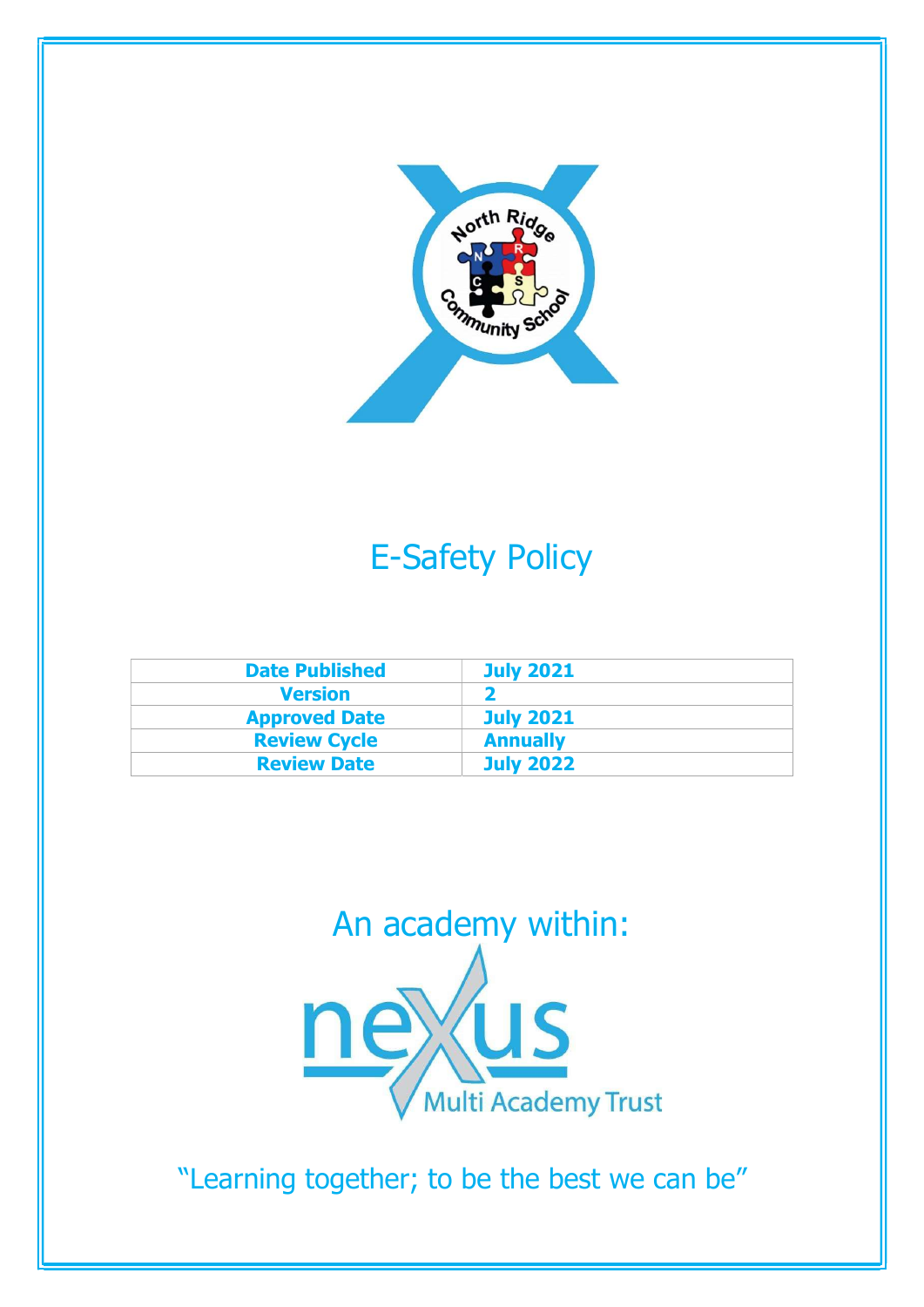# E-Safety Policy

| Date Published | July 2021 |
|---|---|
| Version | 2 |
| Approved Date | July 2021 |
| Review Cycle | Annually |
| Review Date | July 2022 |

An academy within:

nexus Multi Academy Trust

"Learning together; to be the best we can be"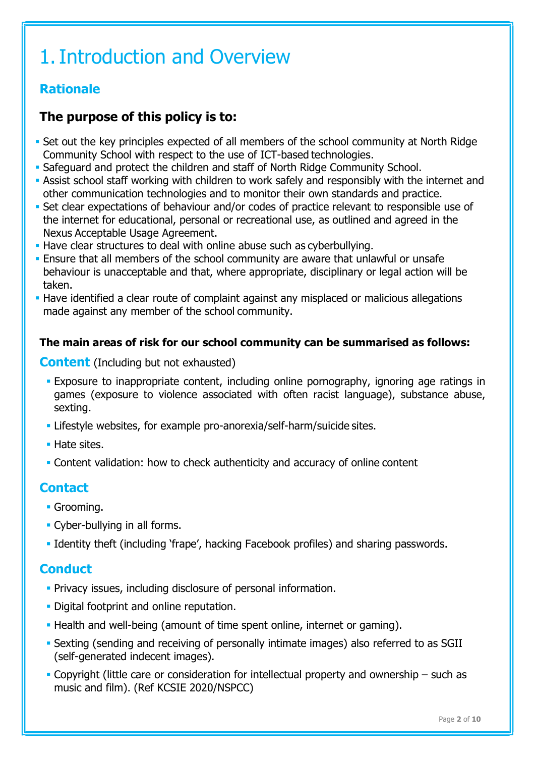# 1. Introduction and Overview

## Rationale

### The purpose of this policy is to:

- Set out the key principles expected of all members of the school community at North Ridge Community School with respect to the use of ICT-based technologies.
- Safeguard and protect the children and staff of North Ridge Community School.
- Assist school staff working with children to work safely and responsibly with the internet and other communication technologies and to monitor their own standards and practice.
- Set clear expectations of behaviour and/or codes of practice relevant to responsible use of the internet for educational, personal or recreational use, as outlined and agreed in the Nexus Acceptable Usage Agreement.
- Have clear structures to deal with online abuse such as cyberbullying.
- Ensure that all members of the school community are aware that unlawful or unsafe behaviour is unacceptable and that, where appropriate, disciplinary or legal action will be taken.
- Have identified a clear route of complaint against any misplaced or malicious allegations made against any member of the school community.

**The main areas of risk for our school community can be summarised as follows:**

## Content (Including but not exhausted)

- Exposure to inappropriate content, including online pornography, ignoring age ratings in games (exposure to violence associated with often racist language), substance abuse, sexting.
- Lifestyle websites, for example pro-anorexia/self-harm/suicide sites.
- Hate sites.
- Content validation: how to check authenticity and accuracy of online content

## Contact

- Grooming.
- Cyber-bullying in all forms.
- Identity theft (including 'frape', hacking Facebook profiles) and sharing passwords.

## Conduct

- Privacy issues, including disclosure of personal information.
- Digital footprint and online reputation.
- Health and well-being (amount of time spent online, internet or gaming).
- Sexting (sending and receiving of personally intimate images) also referred to as SGII (self-generated indecent images).
- Copyright (little care or consideration for intellectual property and ownership – such as music and film). (Ref KCSIE 2020/NSPCC)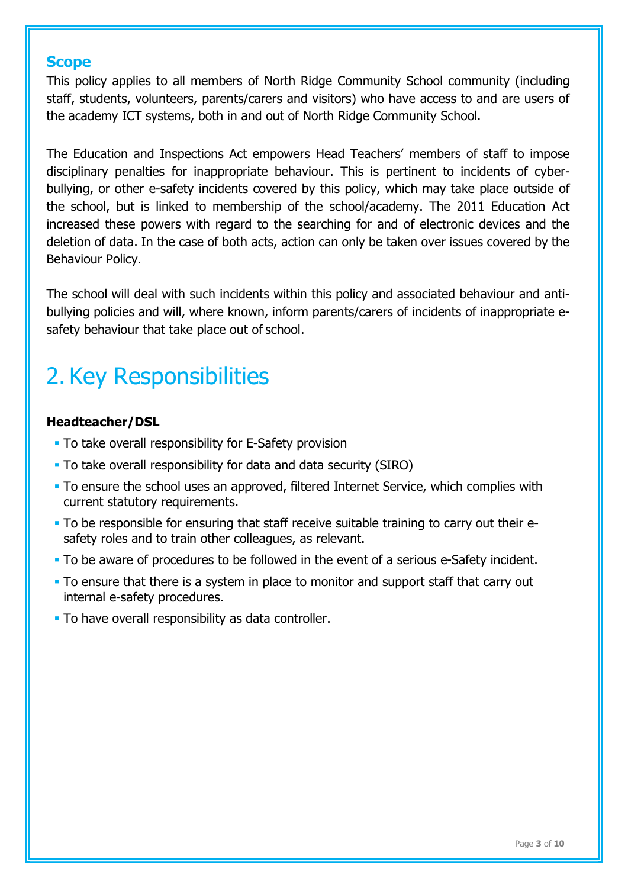### Scope

This policy applies to all members of North Ridge Community School community (including staff, students, volunteers, parents/carers and visitors) who have access to and are users of the academy ICT systems, both in and out of North Ridge Community School.

The Education and Inspections Act empowers Head Teachers' members of staff to impose disciplinary penalties for inappropriate behaviour. This is pertinent to incidents of cyber-bullying, or other e-safety incidents covered by this policy, which may take place outside of the school, but is linked to membership of the school/academy. The 2011 Education Act increased these powers with regard to the searching for and of electronic devices and the deletion of data. In the case of both acts, action can only be taken over issues covered by the Behaviour Policy.

The school will deal with such incidents within this policy and associated behaviour and anti-bullying policies and will, where known, inform parents/carers of incidents of inappropriate e-safety behaviour that take place out of school.

# 2. Key Responsibilities

**Headteacher/DSL**

- To take overall responsibility for E-Safety provision
- To take overall responsibility for data and data security (SIRO)
- To ensure the school uses an approved, filtered Internet Service, which complies with current statutory requirements.
- To be responsible for ensuring that staff receive suitable training to carry out their e-safety roles and to train other colleagues, as relevant.
- To be aware of procedures to be followed in the event of a serious e-Safety incident.
- To ensure that there is a system in place to monitor and support staff that carry out internal e-safety procedures.
- To have overall responsibility as data controller.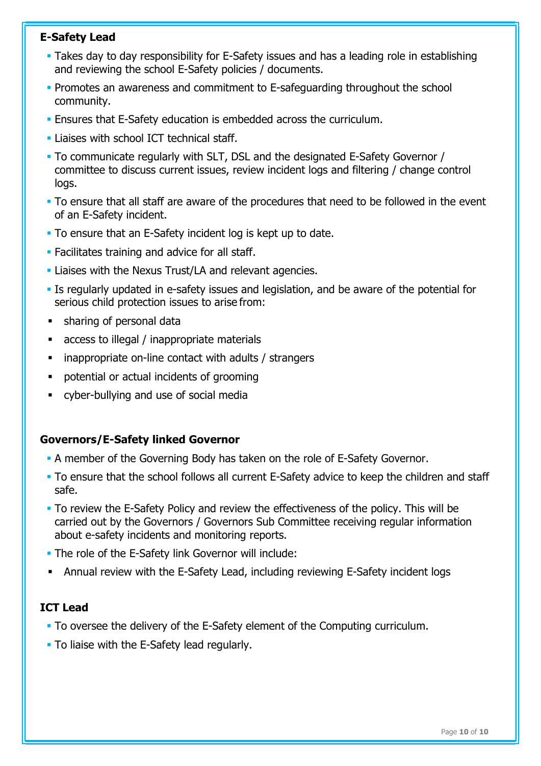### E-Safety Lead

- Takes day to day responsibility for E-Safety issues and has a leading role in establishing and reviewing the school E-Safety policies / documents.
- Promotes an awareness and commitment to E-safeguarding throughout the school community.
- Ensures that E-Safety education is embedded across the curriculum.
- Liaises with school ICT technical staff.
- To communicate regularly with SLT, DSL and the designated E-Safety Governor / committee to discuss current issues, review incident logs and filtering / change control logs.
- To ensure that all staff are aware of the procedures that need to be followed in the event of an E-Safety incident.
- To ensure that an E-Safety incident log is kept up to date.
- Facilitates training and advice for all staff.
- Liaises with the Nexus Trust/LA and relevant agencies.
- Is regularly updated in e-safety issues and legislation, and be aware of the potential for serious child protection issues to arise from:
- sharing of personal data
- access to illegal / inappropriate materials
- inappropriate on-line contact with adults / strangers
- potential or actual incidents of grooming
- cyber-bullying and use of social media

### Governors/E-Safety linked Governor

- A member of the Governing Body has taken on the role of E-Safety Governor.
- To ensure that the school follows all current E-Safety advice to keep the children and staff safe.
- To review the E-Safety Policy and review the effectiveness of the policy. This will be carried out by the Governors / Governors Sub Committee receiving regular information about e-safety incidents and monitoring reports.
- The role of the E-Safety link Governor will include:
- Annual review with the E-Safety Lead, including reviewing E-Safety incident logs

### ICT Lead

- To oversee the delivery of the E-Safety element of the Computing curriculum.
- To liaise with the E-Safety lead regularly.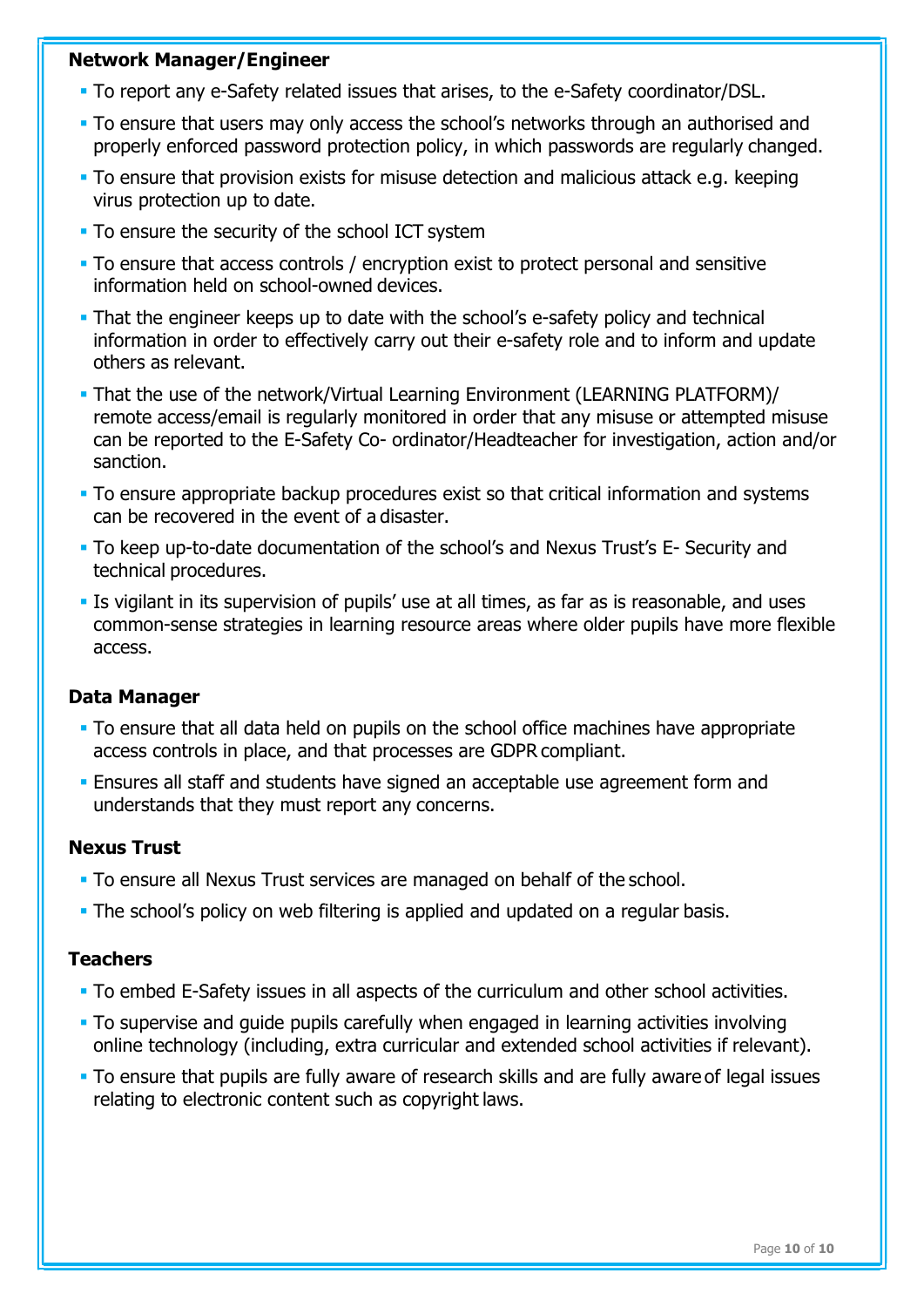**Network Manager/Engineer**

- To report any e-Safety related issues that arises, to the e-Safety coordinator/DSL.
- To ensure that users may only access the school's networks through an authorised and properly enforced password protection policy, in which passwords are regularly changed.
- To ensure that provision exists for misuse detection and malicious attack e.g. keeping virus protection up to date.
- To ensure the security of the school ICT system
- To ensure that access controls / encryption exist to protect personal and sensitive information held on school-owned devices.
- That the engineer keeps up to date with the school's e-safety policy and technical information in order to effectively carry out their e-safety role and to inform and update others as relevant.
- That the use of the network/Virtual Learning Environment (LEARNING PLATFORM)/ remote access/email is regularly monitored in order that any misuse or attempted misuse can be reported to the E-Safety Co- ordinator/Headteacher for investigation, action and/or sanction.
- To ensure appropriate backup procedures exist so that critical information and systems can be recovered in the event of a disaster.
- To keep up-to-date documentation of the school's and Nexus Trust's E- Security and technical procedures.
- Is vigilant in its supervision of pupils' use at all times, as far as is reasonable, and uses common-sense strategies in learning resource areas where older pupils have more flexible access.

**Data Manager**

- To ensure that all data held on pupils on the school office machines have appropriate access controls in place, and that processes are GDPR compliant.
- Ensures all staff and students have signed an acceptable use agreement form and understands that they must report any concerns.

**Nexus Trust**

- To ensure all Nexus Trust services are managed on behalf of the school.
- The school's policy on web filtering is applied and updated on a regular basis.

**Teachers**

- To embed E-Safety issues in all aspects of the curriculum and other school activities.
- To supervise and guide pupils carefully when engaged in learning activities involving online technology (including, extra curricular and extended school activities if relevant).
- To ensure that pupils are fully aware of research skills and are fully aware of legal issues relating to electronic content such as copyright laws.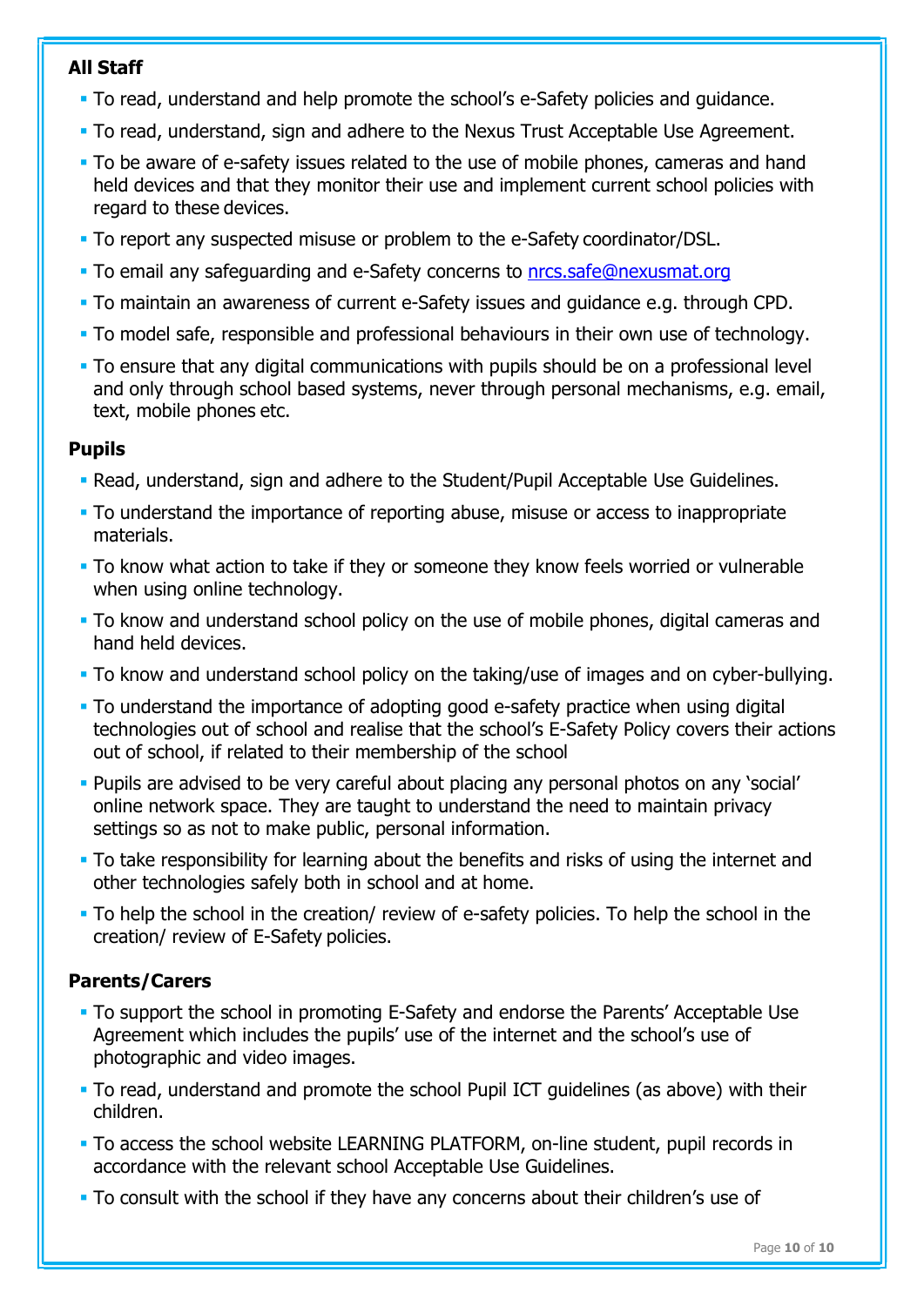**All Staff**

- To read, understand and help promote the school's e-Safety policies and guidance.
- To read, understand, sign and adhere to the Nexus Trust Acceptable Use Agreement.
- To be aware of e-safety issues related to the use of mobile phones, cameras and hand held devices and that they monitor their use and implement current school policies with regard to these devices.
- To report any suspected misuse or problem to the e-Safety coordinator/DSL.
- To email any safeguarding and e-Safety concerns to [nrcs.safe@nexusmat.org](mailto:nrcs.safe@nexusmat.org)
- To maintain an awareness of current e-Safety issues and guidance e.g. through CPD.
- To model safe, responsible and professional behaviours in their own use of technology.
- To ensure that any digital communications with pupils should be on a professional level and only through school based systems, never through personal mechanisms, e.g. email, text, mobile phones etc.

**Pupils**

- Read, understand, sign and adhere to the Student/Pupil Acceptable Use Guidelines.
- To understand the importance of reporting abuse, misuse or access to inappropriate materials.
- To know what action to take if they or someone they know feels worried or vulnerable when using online technology.
- To know and understand school policy on the use of mobile phones, digital cameras and hand held devices.
- To know and understand school policy on the taking/use of images and on cyber-bullying.
- To understand the importance of adopting good e-safety practice when using digital technologies out of school and realise that the school's E-Safety Policy covers their actions out of school, if related to their membership of the school
- Pupils are advised to be very careful about placing any personal photos on any 'social' online network space. They are taught to understand the need to maintain privacy settings so as not to make public, personal information.
- To take responsibility for learning about the benefits and risks of using the internet and other technologies safely both in school and at home.
- To help the school in the creation/ review of e-safety policies. To help the school in the creation/ review of E-Safety policies.

**Parents/Carers**

- To support the school in promoting E-Safety and endorse the Parents' Acceptable Use Agreement which includes the pupils' use of the internet and the school's use of photographic and video images.
- To read, understand and promote the school Pupil ICT guidelines (as above) with their children.
- To access the school website LEARNING PLATFORM, on-line student, pupil records in accordance with the relevant school Acceptable Use Guidelines.
- To consult with the school if they have any concerns about their children's use of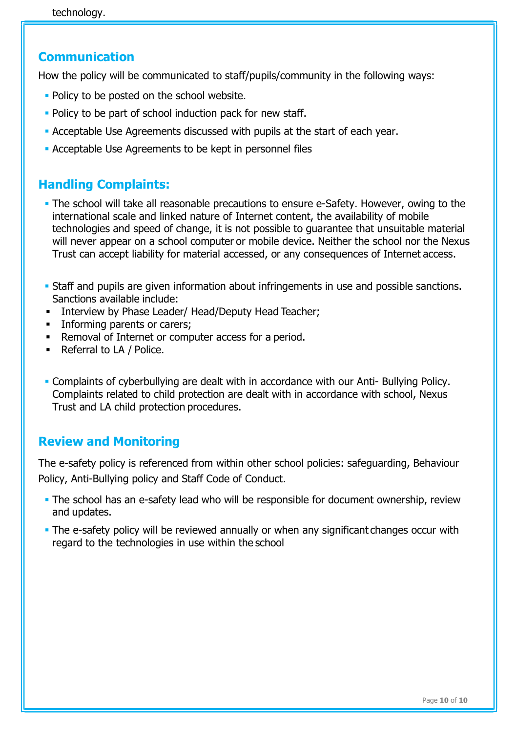technology.

## Communication

How the policy will be communicated to staff/pupils/community in the following ways:

- Policy to be posted on the school website.
- Policy to be part of school induction pack for new staff.
- Acceptable Use Agreements discussed with pupils at the start of each year.
- Acceptable Use Agreements to be kept in personnel files

## Handling Complaints:

- The school will take all reasonable precautions to ensure e-Safety. However, owing to the international scale and linked nature of Internet content, the availability of mobile technologies and speed of change, it is not possible to guarantee that unsuitable material will never appear on a school computer or mobile device. Neither the school nor the Nexus Trust can accept liability for material accessed, or any consequences of Internet access.

- Staff and pupils are given information about infringements in use and possible sanctions. Sanctions available include:
  - Interview by Phase Leader/ Head/Deputy Head Teacher;
  - Informing parents or carers;
  - Removal of Internet or computer access for a period.
  - Referral to LA / Police.

- Complaints of cyberbullying are dealt with in accordance with our Anti- Bullying Policy. Complaints related to child protection are dealt with in accordance with school, Nexus Trust and LA child protection procedures.

## Review and Monitoring

The e-safety policy is referenced from within other school policies: safeguarding, Behaviour Policy, Anti-Bullying policy and Staff Code of Conduct.

- The school has an e-safety lead who will be responsible for document ownership, review and updates.
- The e-safety policy will be reviewed annually or when any significant changes occur with regard to the technologies in use within the school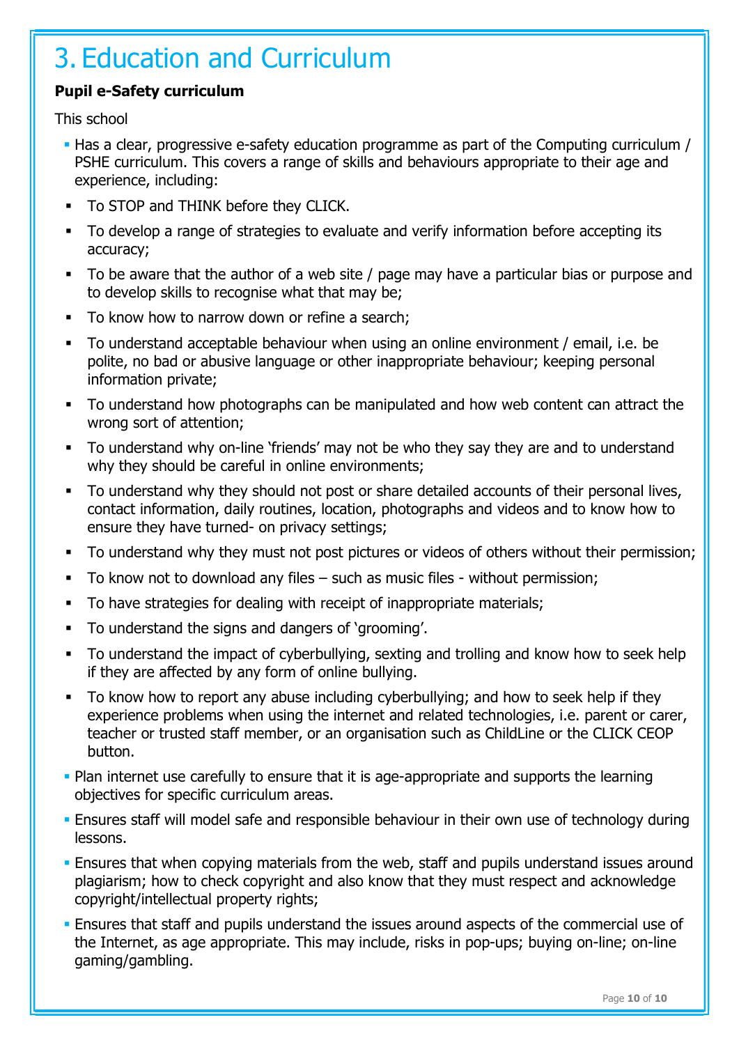# 3. Education and Curriculum

**Pupil e-Safety curriculum**

This school

- Has a clear, progressive e-safety education programme as part of the Computing curriculum / PSHE curriculum. This covers a range of skills and behaviours appropriate to their age and experience, including:
  - To STOP and THINK before they CLICK.
  - To develop a range of strategies to evaluate and verify information before accepting its accuracy;
  - To be aware that the author of a web site / page may have a particular bias or purpose and to develop skills to recognise what that may be;
  - To know how to narrow down or refine a search;
  - To understand acceptable behaviour when using an online environment / email, i.e. be polite, no bad or abusive language or other inappropriate behaviour; keeping personal information private;
  - To understand how photographs can be manipulated and how web content can attract the wrong sort of attention;
  - To understand why on-line 'friends' may not be who they say they are and to understand why they should be careful in online environments;
  - To understand why they should not post or share detailed accounts of their personal lives, contact information, daily routines, location, photographs and videos and to know how to ensure they have turned- on privacy settings;
  - To understand why they must not post pictures or videos of others without their permission;
  - To know not to download any files – such as music files - without permission;
  - To have strategies for dealing with receipt of inappropriate materials;
  - To understand the signs and dangers of 'grooming'.
  - To understand the impact of cyberbullying, sexting and trolling and know how to seek help if they are affected by any form of online bullying.
  - To know how to report any abuse including cyberbullying; and how to seek help if they experience problems when using the internet and related technologies, i.e. parent or carer, teacher or trusted staff member, or an organisation such as ChildLine or the CLICK CEOP button.
- Plan internet use carefully to ensure that it is age-appropriate and supports the learning objectives for specific curriculum areas.
- Ensures staff will model safe and responsible behaviour in their own use of technology during lessons.
- Ensures that when copying materials from the web, staff and pupils understand issues around plagiarism; how to check copyright and also know that they must respect and acknowledge copyright/intellectual property rights;
- Ensures that staff and pupils understand the issues around aspects of the commercial use of the Internet, as age appropriate. This may include, risks in pop-ups; buying on-line; on-line gaming/gambling.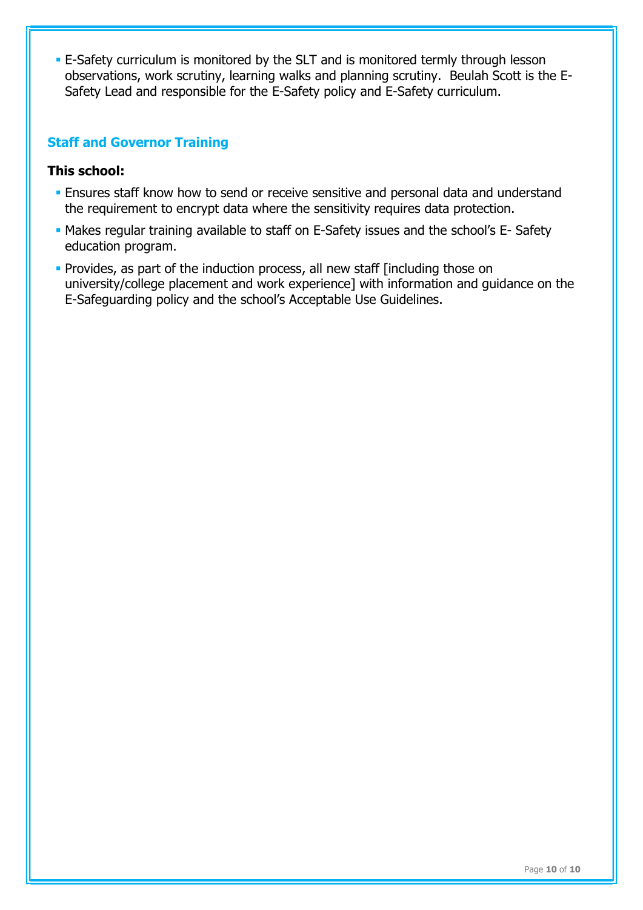- E-Safety curriculum is monitored by the SLT and is monitored termly through lesson observations, work scrutiny, learning walks and planning scrutiny. Beulah Scott is the E-Safety Lead and responsible for the E-Safety policy and E-Safety curriculum.

## Staff and Governor Training

**This school:**

- Ensures staff know how to send or receive sensitive and personal data and understand the requirement to encrypt data where the sensitivity requires data protection.
- Makes regular training available to staff on E-Safety issues and the school's E- Safety education program.
- Provides, as part of the induction process, all new staff [including those on university/college placement and work experience] with information and guidance on the E-Safeguarding policy and the school's Acceptable Use Guidelines.